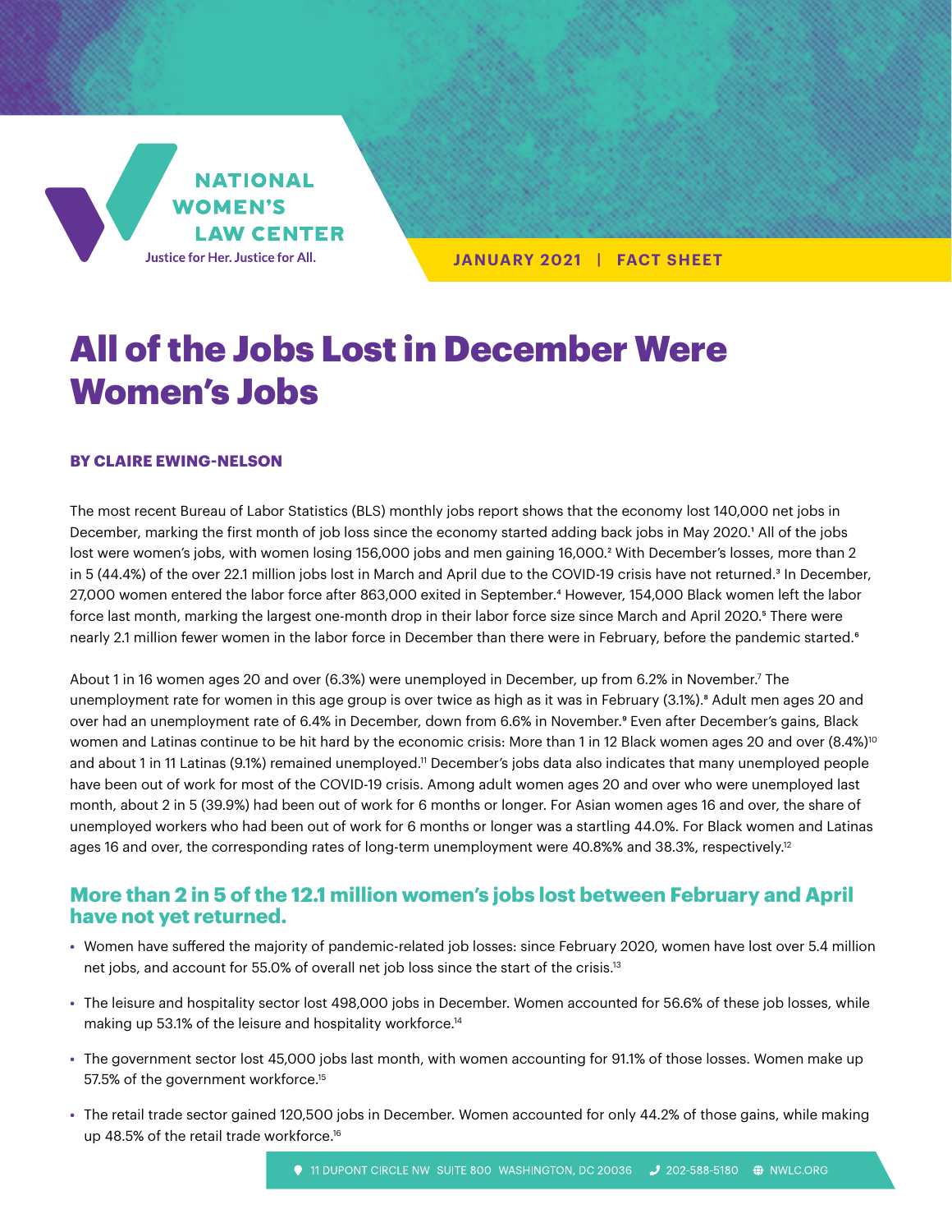NATIONAL WOMEN'S LAW CENTER

Justice for Her. Justice for All.

JANUARY 2021 | FACT SHEET

# All of the Jobs Lost in December Were Women's Jobs

**BY CLAIRE EWING-NELSON**

The most recent Bureau of Labor Statistics (BLS) monthly jobs report shows that the economy lost 140,000 net jobs in December, marking the first month of job loss since the economy started adding back jobs in May 2020.[1] All of the jobs lost were women's jobs, with women losing 156,000 jobs and men gaining 16,000.[2] With December's losses, more than 2 in 5 (44.4%) of the over 22.1 million jobs lost in March and April due to the COVID-19 crisis have not returned.[3] In December, 27,000 women entered the labor force after 863,000 exited in September.[4] However, 154,000 Black women left the labor force last month, marking the largest one-month drop in their labor force size since March and April 2020.[5] There were nearly 2.1 million fewer women in the labor force in December than there were in February, before the pandemic started.[6]

About 1 in 16 women ages 20 and over (6.3%) were unemployed in December, up from 6.2% in November.[7] The unemployment rate for women in this age group is over twice as high as it was in February (3.1%).[8] Adult men ages 20 and over had an unemployment rate of 6.4% in December, down from 6.6% in November.[9] Even after December's gains, Black women and Latinas continue to be hit hard by the economic crisis: More than 1 in 12 Black women ages 20 and over (8.4%)[10] and about 1 in 11 Latinas (9.1%) remained unemployed.[11] December's jobs data also indicates that many unemployed people have been out of work for most of the COVID-19 crisis. Among adult women ages 20 and over who were unemployed last month, about 2 in 5 (39.9%) had been out of work for 6 months or longer. For Asian women ages 16 and over, the share of unemployed workers who had been out of work for 6 months or longer was a startling 44.0%. For Black women and Latinas ages 16 and over, the corresponding rates of long-term unemployment were 40.8%% and 38.3%, respectively.[12]

## More than 2 in 5 of the 12.1 million women's jobs lost between February and April have not yet returned.

- Women have suffered the majority of pandemic-related job losses: since February 2020, women have lost over 5.4 million net jobs, and account for 55.0% of overall net job loss since the start of the crisis.[13]
- The leisure and hospitality sector lost 498,000 jobs in December. Women accounted for 56.6% of these job losses, while making up 53.1% of the leisure and hospitality workforce.[14]
- The government sector lost 45,000 jobs last month, with women accounting for 91.1% of those losses. Women make up 57.5% of the government workforce.[15]
- The retail trade sector gained 120,500 jobs in December. Women accounted for only 44.2% of those gains, while making up 48.5% of the retail trade workforce.[16]

11 DUPONT CIRCLE NW SUITE 800 WASHINGTON, DC 20036 | 202-588-5180 | NWLC.ORG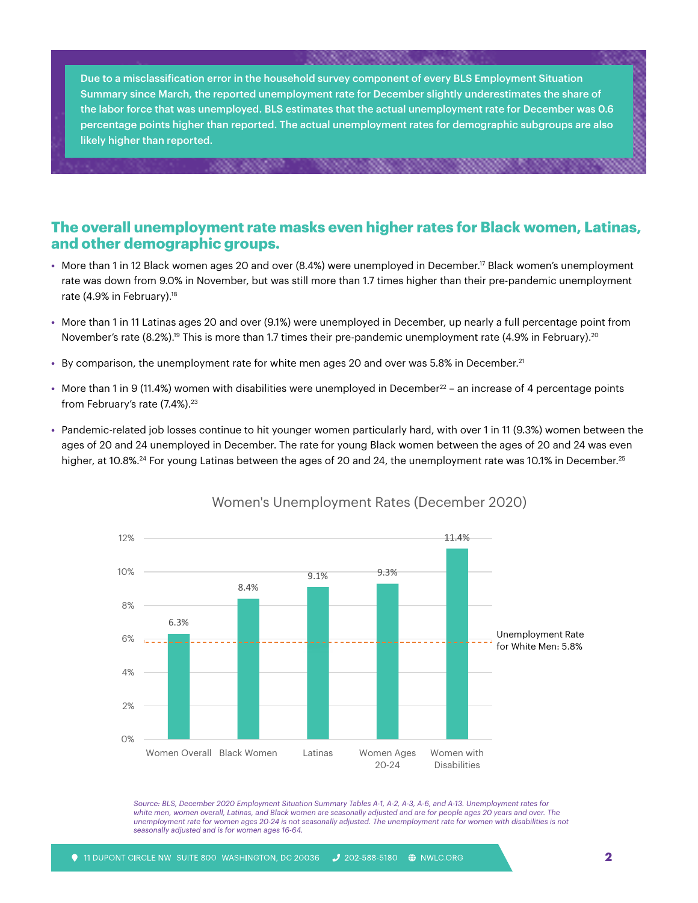> Due to a misclassification error in the household survey component of every BLS Employment Situation Summary since March, the reported unemployment rate for December slightly underestimates the share of the labor force that was unemployed. BLS estimates that the actual unemployment rate for December was 0.6 percentage points higher than reported. The actual unemployment rates for demographic subgroups are also likely higher than reported.

## The overall unemployment rate masks even higher rates for Black women, Latinas, and other demographic groups.

- More than 1 in 12 Black women ages 20 and over (8.4%) were unemployed in December.[17] Black women's unemployment rate was down from 9.0% in November, but was still more than 1.7 times higher than their pre-pandemic unemployment rate (4.9% in February).[18]
- More than 1 in 11 Latinas ages 20 and over (9.1%) were unemployed in December, up nearly a full percentage point from November's rate (8.2%).[19] This is more than 1.7 times their pre-pandemic unemployment rate (4.9% in February).[20]
- By comparison, the unemployment rate for white men ages 20 and over was 5.8% in December.[21]
- More than 1 in 9 (11.4%) women with disabilities were unemployed in December[22] – an increase of 4 percentage points from February's rate (7.4%).[23]
- Pandemic-related job losses continue to hit younger women particularly hard, with over 1 in 11 (9.3%) women between the ages of 20 and 24 unemployed in December. The rate for young Black women between the ages of 20 and 24 was even higher, at 10.8%.[24] For young Latinas between the ages of 20 and 24, the unemployment rate was 10.1% in December.[25]

**Women's Unemployment Rates (December 2020)**

| Group | Unemployment Rate |
|---|---|
| Women Overall | 6.3% |
| Black Women | 8.4% |
| Latinas | 9.1% |
| Women Ages 20-24 | 9.3% |
| Women with Disabilities | 11.4% |

Unemployment Rate for White Men: 5.8%

*Source: BLS, December 2020 Employment Situation Summary Tables A-1, A-2, A-3, A-6, and A-13. Unemployment rates for white men, women overall, Latinas, and Black women are seasonally adjusted and are for people ages 20 years and over. The unemployment rate for women ages 20-24 is not seasonally adjusted. The unemployment rate for women with disabilities is not seasonally adjusted and is for women ages 16-64.*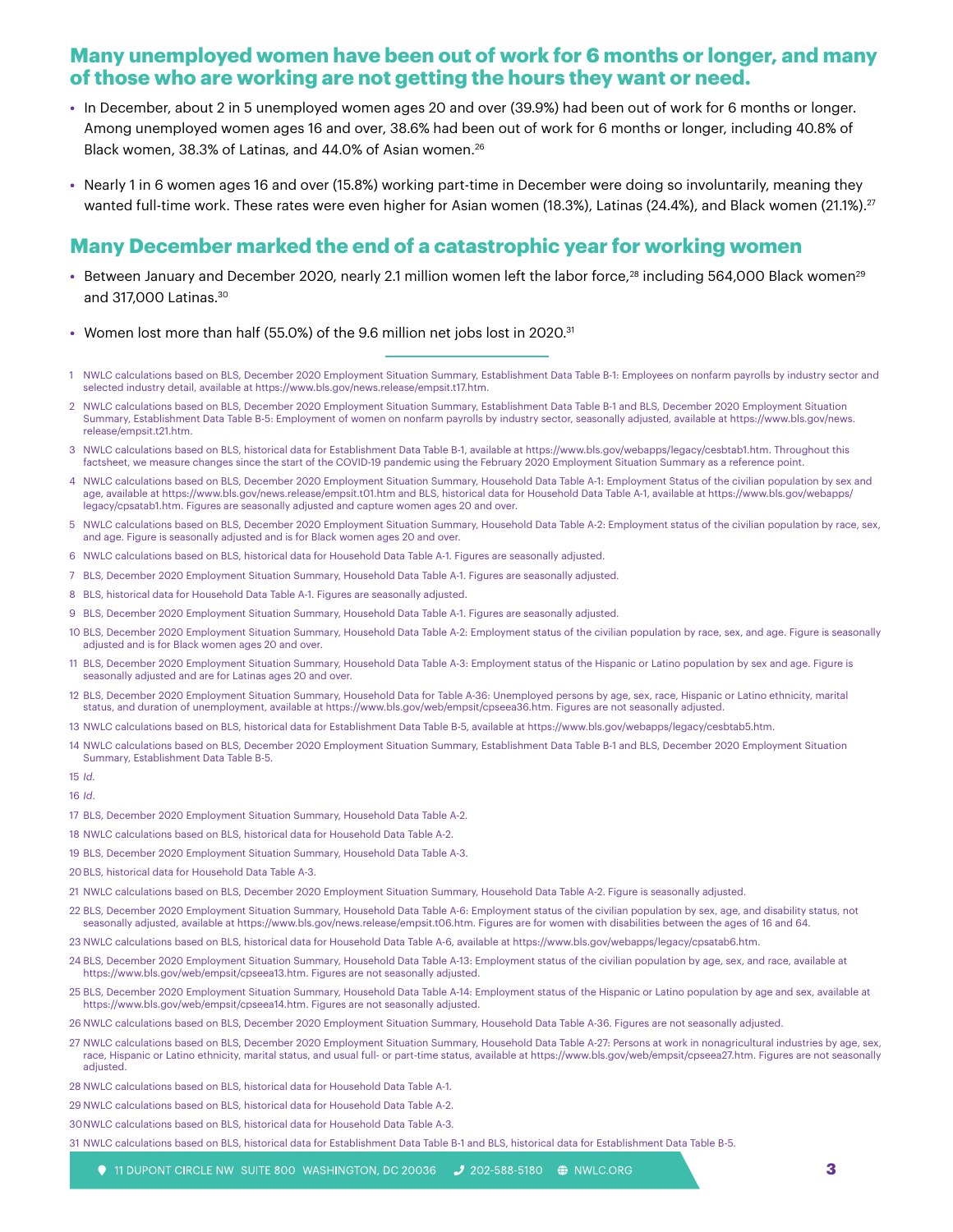## Many unemployed women have been out of work for 6 months or longer, and many of those who are working are not getting the hours they want or need.

- In December, about 2 in 5 unemployed women ages 20 and over (39.9%) had been out of work for 6 months or longer. Among unemployed women ages 16 and over, 38.6% had been out of work for 6 months or longer, including 40.8% of Black women, 38.3% of Latinas, and 44.0% of Asian women.[26]
- Nearly 1 in 6 women ages 16 and over (15.8%) working part-time in December were doing so involuntarily, meaning they wanted full-time work. These rates were even higher for Asian women (18.3%), Latinas (24.4%), and Black women (21.1%).[27]

## Many December marked the end of a catastrophic year for working women

- Between January and December 2020, nearly 2.1 million women left the labor force,[28] including 564,000 Black women[29] and 317,000 Latinas.[30]
- Women lost more than half (55.0%) of the 9.6 million net jobs lost in 2020.[31]

---

1 NWLC calculations based on BLS, December 2020 Employment Situation Summary, Establishment Data Table B-1: Employees on nonfarm payrolls by industry sector and selected industry detail, available at https://www.bls.gov/news.release/empsit.t17.htm.

2 NWLC calculations based on BLS, December 2020 Employment Situation Summary, Establishment Data Table B-1 and BLS, December 2020 Employment Situation Summary, Establishment Data Table B-5: Employment of women on nonfarm payrolls by industry sector, seasonally adjusted, available at https://www.bls.gov/news.release/empsit.t21.htm.

3 NWLC calculations based on BLS, historical data for Establishment Data Table B-1, available at https://www.bls.gov/webapps/legacy/cesbtab1.htm. Throughout this factsheet, we measure changes since the start of the COVID-19 pandemic using the February 2020 Employment Situation Summary as a reference point.

4 NWLC calculations based on BLS, December 2020 Employment Situation Summary, Household Data Table A-1: Employment Status of the civilian population by sex and age, available at https://www.bls.gov/news.release/empsit.t01.htm and BLS, historical data for Household Data Table A-1, available at https://www.bls.gov/webapps/legacy/cpsatab1.htm. Figures are seasonally adjusted and capture women ages 20 and over.

5 NWLC calculations based on BLS, December 2020 Employment Situation Summary, Household Data Table A-2: Employment status of the civilian population by race, sex, and age. Figure is seasonally adjusted and is for Black women ages 20 and over.

6 NWLC calculations based on BLS, historical data for Household Data Table A-1. Figures are seasonally adjusted.

7 BLS, December 2020 Employment Situation Summary, Household Data Table A-1. Figures are seasonally adjusted.

8 BLS, historical data for Household Data Table A-1. Figures are seasonally adjusted.

9 BLS, December 2020 Employment Situation Summary, Household Data Table A-1. Figures are seasonally adjusted.

10 BLS, December 2020 Employment Situation Summary, Household Data Table A-2: Employment status of the civilian population by race, sex, and age. Figure is seasonally adjusted and is for Black women ages 20 and over.

11 BLS, December 2020 Employment Situation Summary, Household Data Table A-3: Employment status of the Hispanic or Latino population by sex and age. Figure is seasonally adjusted and are for Latinas ages 20 and over.

12 BLS, December 2020 Employment Situation Summary, Household Data for Table A-36: Unemployed persons by age, sex, race, Hispanic or Latino ethnicity, marital status, and duration of unemployment, available at https://www.bls.gov/web/empsit/cpseea36.htm. Figures are not seasonally adjusted.

13 NWLC calculations based on BLS, historical data for Establishment Data Table B-5, available at https://www.bls.gov/webapps/legacy/cesbtab5.htm.

14 NWLC calculations based on BLS, December 2020 Employment Situation Summary, Establishment Data Table B-1 and BLS, December 2020 Employment Situation Summary, Establishment Data Table B-5.

15 *Id.*

16 *Id.*

17 BLS, December 2020 Employment Situation Summary, Household Data Table A-2.

18 NWLC calculations based on BLS, historical data for Household Data Table A-2.

19 BLS, December 2020 Employment Situation Summary, Household Data Table A-3.

20 BLS, historical data for Household Data Table A-3.

21 NWLC calculations based on BLS, December 2020 Employment Situation Summary, Household Data Table A-2. Figure is seasonally adjusted.

22 BLS, December 2020 Employment Situation Summary, Household Data Table A-6: Employment status of the civilian population by sex, age, and disability status, not seasonally adjusted, available at https://www.bls.gov/news.release/empsit.t06.htm. Figures are for women with disabilities between the ages of 16 and 64.

23 NWLC calculations based on BLS, historical data for Household Data Table A-6, available at https://www.bls.gov/webapps/legacy/cpsatab6.htm.

24 BLS, December 2020 Employment Situation Summary, Household Data Table A-13: Employment status of the civilian population by age, sex, and race, available at https://www.bls.gov/web/empsit/cpseea13.htm. Figures are not seasonally adjusted.

25 BLS, December 2020 Employment Situation Summary, Household Data Table A-14: Employment status of the Hispanic or Latino population by age and sex, available at https://www.bls.gov/web/empsit/cpseea14.htm. Figures are not seasonally adjusted.

26 NWLC calculations based on BLS, December 2020 Employment Situation Summary, Household Data Table A-36. Figures are not seasonally adjusted.

27 NWLC calculations based on BLS, December 2020 Employment Situation Summary, Household Data Table A-27: Persons at work in nonagricultural industries by age, sex, race, Hispanic or Latino ethnicity, marital status, and usual full- or part-time status, available at https://www.bls.gov/web/empsit/cpseea27.htm. Figures are not seasonally adjusted.

28 NWLC calculations based on BLS, historical data for Household Data Table A-1.

29 NWLC calculations based on BLS, historical data for Household Data Table A-2.

30 NWLC calculations based on BLS, historical data for Household Data Table A-3.

31 NWLC calculations based on BLS, historical data for Establishment Data Table B-1 and BLS, historical data for Establishment Data Table B-5.